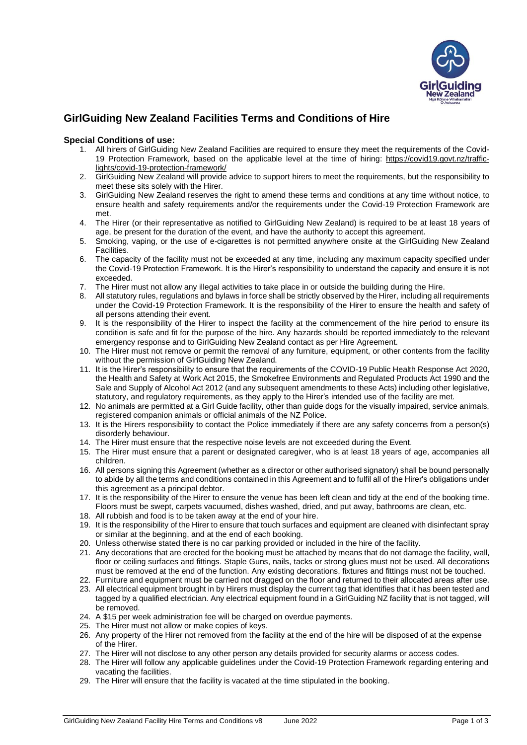# GirlGuiding New Zealand Facilities Terms and Conditions of Hire

### Special Conditions of use:

1. All hirers of GirlGuiding New Zealand Facilities are required to ensure they meet the requirements of the Covid-19 Protection Framework, based on the applicable level at the time of hiring: https://covid19.govt.nz/traffic-lights/covid-19-protection-framework/
2. GirlGuiding New Zealand will provide advice to support hirers to meet the requirements, but the responsibility to meet these sits solely with the Hirer.
3. GirlGuiding New Zealand reserves the right to amend these terms and conditions at any time without notice, to ensure health and safety requirements and/or the requirements under the Covid-19 Protection Framework are met.
4. The Hirer (or their representative as notified to GirlGuiding New Zealand) is required to be at least 18 years of age, be present for the duration of the event, and have the authority to accept this agreement.
5. Smoking, vaping, or the use of e-cigarettes is not permitted anywhere onsite at the GirlGuiding New Zealand Facilities.
6. The capacity of the facility must not be exceeded at any time, including any maximum capacity specified under the Covid-19 Protection Framework. It is the Hirer's responsibility to understand the capacity and ensure it is not exceeded.
7. The Hirer must not allow any illegal activities to take place in or outside the building during the Hire.
8. All statutory rules, regulations and bylaws in force shall be strictly observed by the Hirer, including all requirements under the Covid-19 Protection Framework. It is the responsibility of the Hirer to ensure the health and safety of all persons attending their event.
9. It is the responsibility of the Hirer to inspect the facility at the commencement of the hire period to ensure its condition is safe and fit for the purpose of the hire. Any hazards should be reported immediately to the relevant emergency response and to GirlGuiding New Zealand contact as per Hire Agreement.
10. The Hirer must not remove or permit the removal of any furniture, equipment, or other contents from the facility without the permission of GirlGuiding New Zealand.
11. It is the Hirer's responsibility to ensure that the requirements of the COVID-19 Public Health Response Act 2020, the Health and Safety at Work Act 2015, the Smokefree Environments and Regulated Products Act 1990 and the Sale and Supply of Alcohol Act 2012 (and any subsequent amendments to these Acts) including other legislative, statutory, and regulatory requirements, as they apply to the Hirer's intended use of the facility are met.
12. No animals are permitted at a Girl Guide facility, other than guide dogs for the visually impaired, service animals, registered companion animals or official animals of the NZ Police.
13. It is the Hirers responsibility to contact the Police immediately if there are any safety concerns from a person(s) disorderly behaviour.
14. The Hirer must ensure that the respective noise levels are not exceeded during the Event.
15. The Hirer must ensure that a parent or designated caregiver, who is at least 18 years of age, accompanies all children.
16. All persons signing this Agreement (whether as a director or other authorised signatory) shall be bound personally to abide by all the terms and conditions contained in this Agreement and to fulfil all of the Hirer's obligations under this agreement as a principal debtor.
17. It is the responsibility of the Hirer to ensure the venue has been left clean and tidy at the end of the booking time. Floors must be swept, carpets vacuumed, dishes washed, dried, and put away, bathrooms are clean, etc.
18. All rubbish and food is to be taken away at the end of your hire.
19. It is the responsibility of the Hirer to ensure that touch surfaces and equipment are cleaned with disinfectant spray or similar at the beginning, and at the end of each booking.
20. Unless otherwise stated there is no car parking provided or included in the hire of the facility.
21. Any decorations that are erected for the booking must be attached by means that do not damage the facility, wall, floor or ceiling surfaces and fittings. Staple Guns, nails, tacks or strong glues must not be used. All decorations must be removed at the end of the function. Any existing decorations, fixtures and fittings must not be touched.
22. Furniture and equipment must be carried not dragged on the floor and returned to their allocated areas after use.
23. All electrical equipment brought in by Hirers must display the current tag that identifies that it has been tested and tagged by a qualified electrician. Any electrical equipment found in a GirlGuiding NZ facility that is not tagged, will be removed.
24. A $15 per week administration fee will be charged on overdue payments.
25. The Hirer must not allow or make copies of keys.
26. Any property of the Hirer not removed from the facility at the end of the hire will be disposed of at the expense of the Hirer.
27. The Hirer will not disclose to any other person any details provided for security alarms or access codes.
28. The Hirer will follow any applicable guidelines under the Covid-19 Protection Framework regarding entering and vacating the facilities.
29. The Hirer will ensure that the facility is vacated at the time stipulated in the booking.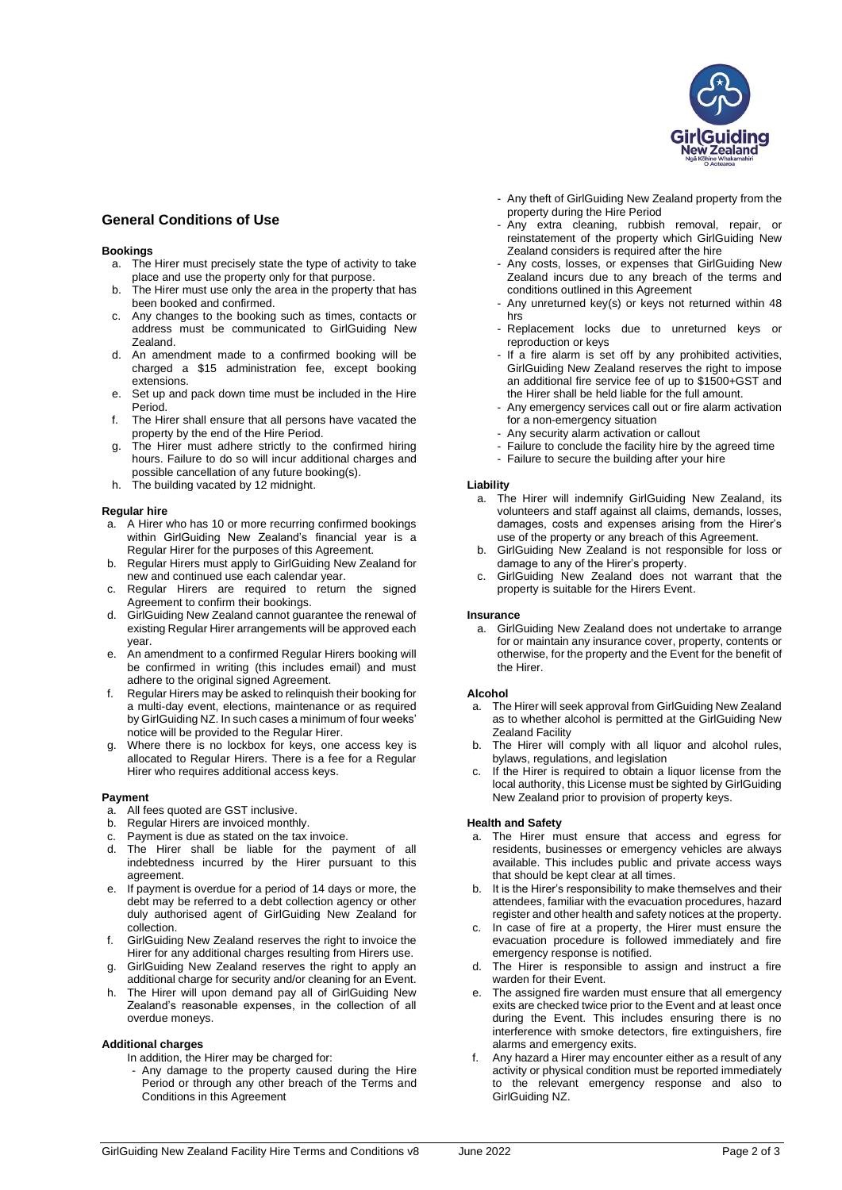## General Conditions of Use

### Bookings

a. The Hirer must precisely state the type of activity to take place and use the property only for that purpose.
b. The Hirer must use only the area in the property that has been booked and confirmed.
c. Any changes to the booking such as times, contacts or address must be communicated to GirlGuiding New Zealand.
d. An amendment made to a confirmed booking will be charged a $15 administration fee, except booking extensions.
e. Set up and pack down time must be included in the Hire Period.
f. The Hirer shall ensure that all persons have vacated the property by the end of the Hire Period.
g. The Hirer must adhere strictly to the confirmed hiring hours. Failure to do so will incur additional charges and possible cancellation of any future booking(s).
h. The building vacated by 12 midnight.

### Regular hire

a. A Hirer who has 10 or more recurring confirmed bookings within GirlGuiding New Zealand's financial year is a Regular Hirer for the purposes of this Agreement.
b. Regular Hirers must apply to GirlGuiding New Zealand for new and continued use each calendar year.
c. Regular Hirers are required to return the signed Agreement to confirm their bookings.
d. GirlGuiding New Zealand cannot guarantee the renewal of existing Regular Hirer arrangements will be approved each year.
e. An amendment to a confirmed Regular Hirers booking will be confirmed in writing (this includes email) and must adhere to the original signed Agreement.
f. Regular Hirers may be asked to relinquish their booking for a multi-day event, elections, maintenance or as required by GirlGuiding NZ. In such cases a minimum of four weeks' notice will be provided to the Regular Hirer.
g. Where there is no lockbox for keys, one access key is allocated to Regular Hirers. There is a fee for a Regular Hirer who requires additional access keys.

### Payment

a. All fees quoted are GST inclusive.
b. Regular Hirers are invoiced monthly.
c. Payment is due as stated on the tax invoice.
d. The Hirer shall be liable for the payment of all indebtedness incurred by the Hirer pursuant to this agreement.
e. If payment is overdue for a period of 14 days or more, the debt may be referred to a debt collection agency or other duly authorised agent of GirlGuiding New Zealand for collection.
f. GirlGuiding New Zealand reserves the right to invoice the Hirer for any additional charges resulting from Hirers use.
g. GirlGuiding New Zealand reserves the right to apply an additional charge for security and/or cleaning for an Event.
h. The Hirer will upon demand pay all of GirlGuiding New Zealand's reasonable expenses, in the collection of all overdue moneys.

### Additional charges

In addition, the Hirer may be charged for:

- Any damage to the property caused during the Hire Period or through any other breach of the Terms and Conditions in this Agreement
- Any theft of GirlGuiding New Zealand property from the property during the Hire Period
- Any extra cleaning, rubbish removal, repair, or reinstatement of the property which GirlGuiding New Zealand considers is required after the hire
- Any costs, losses, or expenses that GirlGuiding New Zealand incurs due to any breach of the terms and conditions outlined in this Agreement
- Any unreturned key(s) or keys not returned within 48 hrs
- Replacement locks due to unreturned keys or reproduction or keys
- If a fire alarm is set off by any prohibited activities, GirlGuiding New Zealand reserves the right to impose an additional fire service fee of up to $1500+GST and the Hirer shall be held liable for the full amount.
- Any emergency services call out or fire alarm activation for a non-emergency situation
- Any security alarm activation or callout
- Failure to conclude the facility hire by the agreed time
- Failure to secure the building after your hire

### Liability

a. The Hirer will indemnify GirlGuiding New Zealand, its volunteers and staff against all claims, demands, losses, damages, costs and expenses arising from the Hirer's use of the property or any breach of this Agreement.
b. GirlGuiding New Zealand is not responsible for loss or damage to any of the Hirer's property.
c. GirlGuiding New Zealand does not warrant that the property is suitable for the Hirers Event.

### Insurance

a. GirlGuiding New Zealand does not undertake to arrange for or maintain any insurance cover, property, contents or otherwise, for the property and the Event for the benefit of the Hirer.

### Alcohol

a. The Hirer will seek approval from GirlGuiding New Zealand as to whether alcohol is permitted at the GirlGuiding New Zealand Facility
b. The Hirer will comply with all liquor and alcohol rules, bylaws, regulations, and legislation
c. If the Hirer is required to obtain a liquor license from the local authority, this License must be sighted by GirlGuiding New Zealand prior to provision of property keys.

### Health and Safety

a. The Hirer must ensure that access and egress for residents, businesses or emergency vehicles are always available. This includes public and private access ways that should be kept clear at all times.
b. It is the Hirer's responsibility to make themselves and their attendees, familiar with the evacuation procedures, hazard register and other health and safety notices at the property.
c. In case of fire at a property, the Hirer must ensure the evacuation procedure is followed immediately and fire emergency response is notified.
d. The Hirer is responsible to assign and instruct a fire warden for their Event.
e. The assigned fire warden must ensure that all emergency exits are checked twice prior to the Event and at least once during the Event. This includes ensuring there is no interference with smoke detectors, fire extinguishers, fire alarms and emergency exits.
f. Any hazard a Hirer may encounter either as a result of any activity or physical condition must be reported immediately to the relevant emergency response and also to GirlGuiding NZ.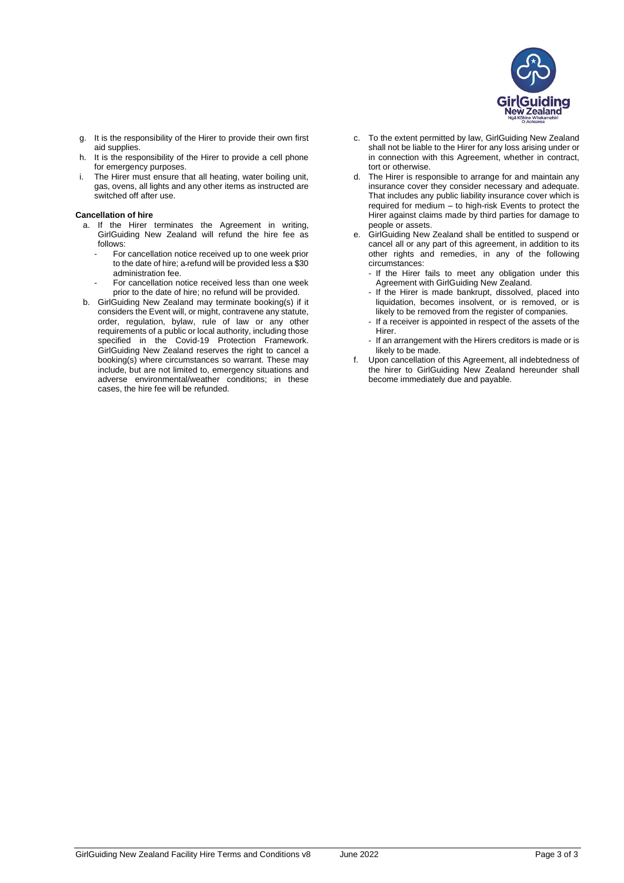g. It is the responsibility of the Hirer to provide their own first aid supplies.
h. It is the responsibility of the Hirer to provide a cell phone for emergency purposes.
i. The Hirer must ensure that all heating, water boiling unit, gas, ovens, all lights and any other items as instructed are switched off after use.

**Cancellation of hire**

a. If the Hirer terminates the Agreement in writing, GirlGuiding New Zealand will refund the hire fee as follows:
   - For cancellation notice received up to one week prior to the date of hire; a refund will be provided less a $30 administration fee.
   - For cancellation notice received less than one week prior to the date of hire; no refund will be provided.
b. GirlGuiding New Zealand may terminate booking(s) if it considers the Event will, or might, contravene any statute, order, regulation, bylaw, rule of law or any other requirements of a public or local authority, including those specified in the Covid-19 Protection Framework. GirlGuiding New Zealand reserves the right to cancel a booking(s) where circumstances so warrant. These may include, but are not limited to, emergency situations and adverse environmental/weather conditions; in these cases, the hire fee will be refunded.
c. To the extent permitted by law, GirlGuiding New Zealand shall not be liable to the Hirer for any loss arising under or in connection with this Agreement, whether in contract, tort or otherwise.
d. The Hirer is responsible to arrange for and maintain any insurance cover they consider necessary and adequate. That includes any public liability insurance cover which is required for medium – to high-risk Events to protect the Hirer against claims made by third parties for damage to people or assets.
e. GirlGuiding New Zealand shall be entitled to suspend or cancel all or any part of this agreement, in addition to its other rights and remedies, in any of the following circumstances:
   - If the Hirer fails to meet any obligation under this Agreement with GirlGuiding New Zealand.
   - If the Hirer is made bankrupt, dissolved, placed into liquidation, becomes insolvent, or is removed, or is likely to be removed from the register of companies.
   - If a receiver is appointed in respect of the assets of the Hirer.
   - If an arrangement with the Hirers creditors is made or is likely to be made.
f. Upon cancellation of this Agreement, all indebtedness of the hirer to GirlGuiding New Zealand hereunder shall become immediately due and payable.